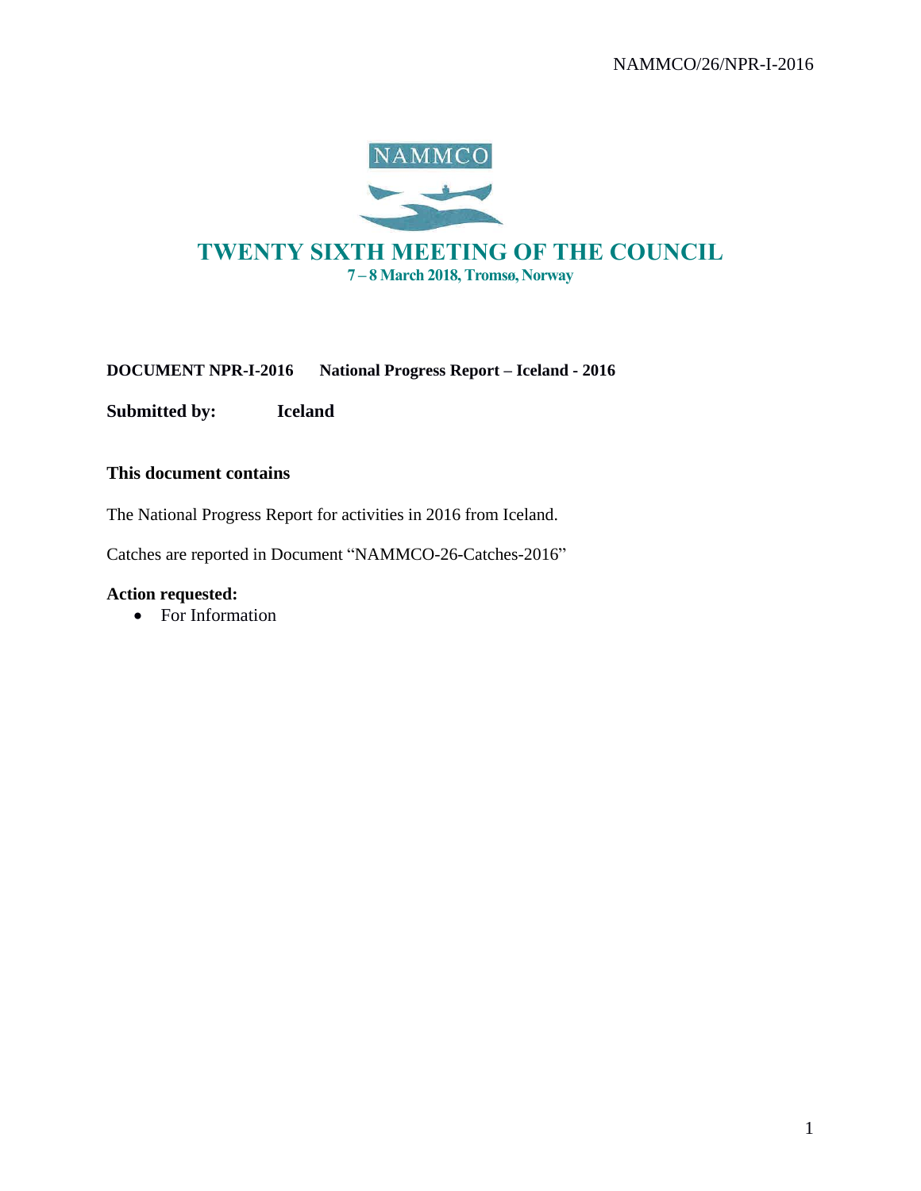NAMMCO

# TWENTY SIXTH MEETING OF THE COUNCIL

**7 – 8 March 2018, Tromsø, Norway**

**DOCUMENT NPR-I-2016 National Progress Report – Iceland - 2016**

**Submitted by: Iceland**

### This document contains

The National Progress Report for activities in 2016 from Iceland.

Catches are reported in Document "NAMMCO-26-Catches-2016"

**Action requested:**

- For Information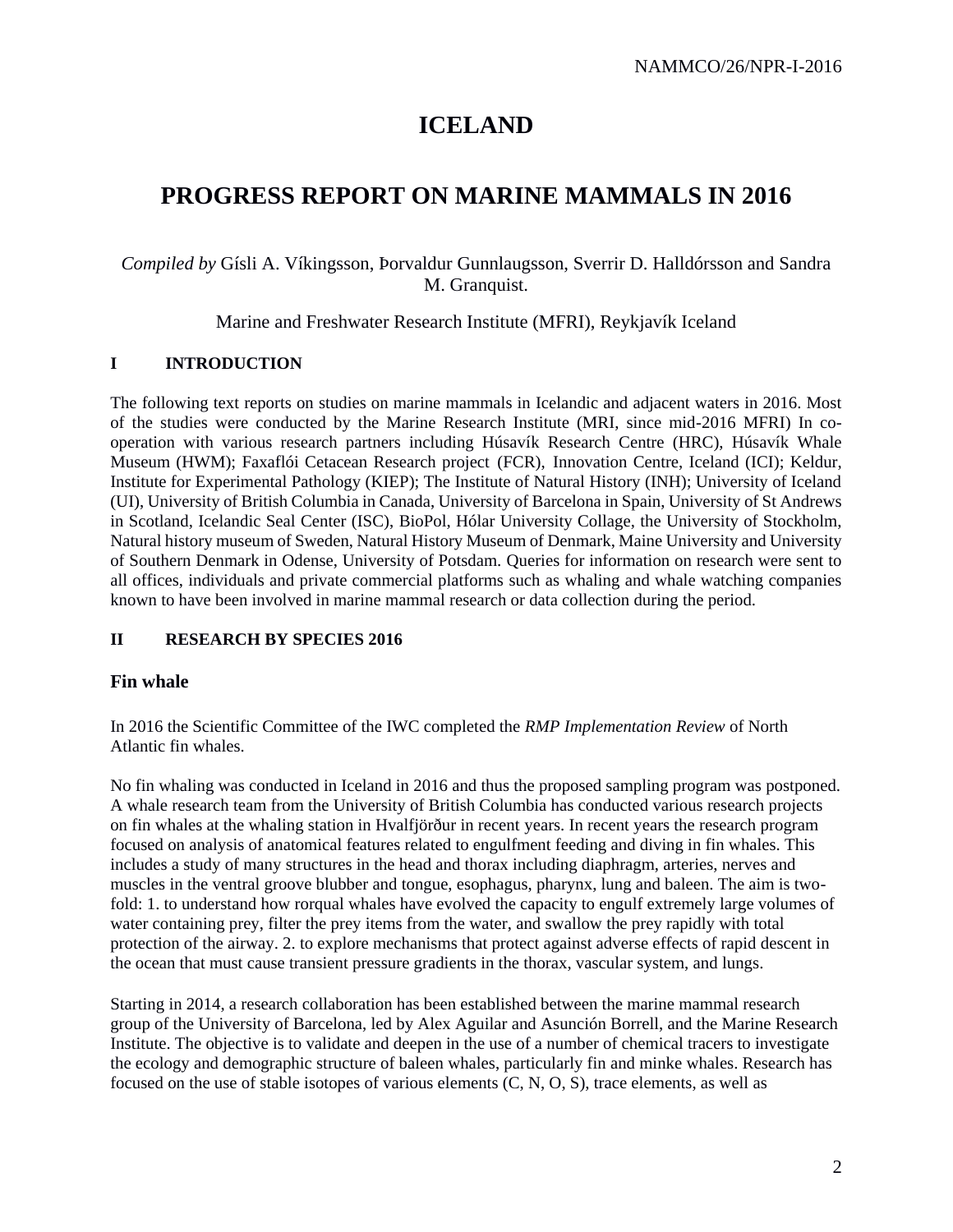# ICELAND

# PROGRESS REPORT ON MARINE MAMMALS IN 2016

*Compiled by* Gísli A. Víkingsson, Þorvaldur Gunnlaugsson, Sverrir D. Halldórsson and Sandra M. Granquist.

Marine and Freshwater Research Institute (MFRI), Reykjavík Iceland

## I INTRODUCTION

The following text reports on studies on marine mammals in Icelandic and adjacent waters in 2016. Most of the studies were conducted by the Marine Research Institute (MRI, since mid-2016 MFRI) In co-operation with various research partners including Húsavík Research Centre (HRC), Húsavík Whale Museum (HWM); Faxaflói Cetacean Research project (FCR), Innovation Centre, Iceland (ICI); Keldur, Institute for Experimental Pathology (KIEP); The Institute of Natural History (INH); University of Iceland (UI), University of British Columbia in Canada, University of Barcelona in Spain, University of St Andrews in Scotland, Icelandic Seal Center (ISC), BioPol, Hólar University Collage, the University of Stockholm, Natural history museum of Sweden, Natural History Museum of Denmark, Maine University and University of Southern Denmark in Odense, University of Potsdam. Queries for information on research were sent to all offices, individuals and private commercial platforms such as whaling and whale watching companies known to have been involved in marine mammal research or data collection during the period.

## II RESEARCH BY SPECIES 2016

### Fin whale

In 2016 the Scientific Committee of the IWC completed the *RMP Implementation Review* of North Atlantic fin whales.

No fin whaling was conducted in Iceland in 2016 and thus the proposed sampling program was postponed. A whale research team from the University of British Columbia has conducted various research projects on fin whales at the whaling station in Hvalfjörður in recent years. In recent years the research program focused on analysis of anatomical features related to engulfment feeding and diving in fin whales. This includes a study of many structures in the head and thorax including diaphragm, arteries, nerves and muscles in the ventral groove blubber and tongue, esophagus, pharynx, lung and baleen. The aim is two-fold: 1. to understand how rorqual whales have evolved the capacity to engulf extremely large volumes of water containing prey, filter the prey items from the water, and swallow the prey rapidly with total protection of the airway. 2. to explore mechanisms that protect against adverse effects of rapid descent in the ocean that must cause transient pressure gradients in the thorax, vascular system, and lungs.

Starting in 2014, a research collaboration has been established between the marine mammal research group of the University of Barcelona, led by Alex Aguilar and Asunción Borrell, and the Marine Research Institute. The objective is to validate and deepen in the use of a number of chemical tracers to investigate the ecology and demographic structure of baleen whales, particularly fin and minke whales. Research has focused on the use of stable isotopes of various elements (C, N, O, S), trace elements, as well as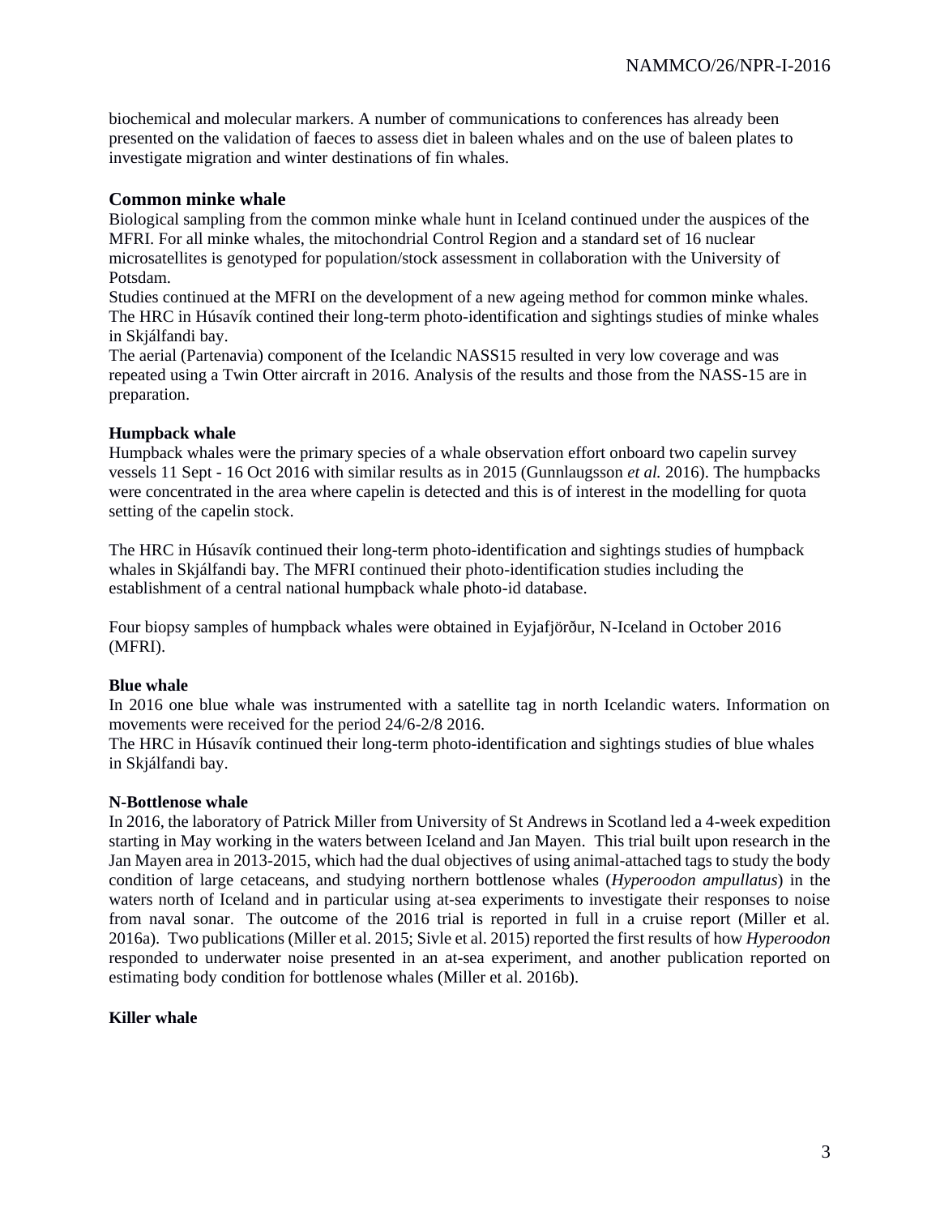biochemical and molecular markers. A number of communications to conferences has already been presented on the validation of faeces to assess diet in baleen whales and on the use of baleen plates to investigate migration and winter destinations of fin whales.

### Common minke whale

Biological sampling from the common minke whale hunt in Iceland continued under the auspices of the MFRI. For all minke whales, the mitochondrial Control Region and a standard set of 16 nuclear microsatellites is genotyped for population/stock assessment in collaboration with the University of Potsdam.
Studies continued at the MFRI on the development of a new ageing method for common minke whales.
The HRC in Húsavík contined their long-term photo-identification and sightings studies of minke whales in Skjálfandi bay.
The aerial (Partenavia) component of the Icelandic NASS15 resulted in very low coverage and was repeated using a Twin Otter aircraft in 2016. Analysis of the results and those from the NASS-15 are in preparation.

**Humpback whale**

Humpback whales were the primary species of a whale observation effort onboard two capelin survey vessels 11 Sept - 16 Oct 2016 with similar results as in 2015 (Gunnlaugsson *et al.* 2016). The humpbacks were concentrated in the area where capelin is detected and this is of interest in the modelling for quota setting of the capelin stock.

The HRC in Húsavík continued their long-term photo-identification and sightings studies of humpback whales in Skjálfandi bay. The MFRI continued their photo-identification studies including the establishment of a central national humpback whale photo-id database.

Four biopsy samples of humpback whales were obtained in Eyjafjörður, N-Iceland in October 2016 (MFRI).

**Blue whale**

In 2016 one blue whale was instrumented with a satellite tag in north Icelandic waters. Information on movements were received for the period 24/6-2/8 2016.
The HRC in Húsavík continued their long-term photo-identification and sightings studies of blue whales in Skjálfandi bay.

**N-Bottlenose whale**

In 2016, the laboratory of Patrick Miller from University of St Andrews in Scotland led a 4-week expedition starting in May working in the waters between Iceland and Jan Mayen. This trial built upon research in the Jan Mayen area in 2013-2015, which had the dual objectives of using animal-attached tags to study the body condition of large cetaceans, and studying northern bottlenose whales (*Hyperoodon ampullatus*) in the waters north of Iceland and in particular using at-sea experiments to investigate their responses to noise from naval sonar. The outcome of the 2016 trial is reported in full in a cruise report (Miller et al. 2016a). Two publications (Miller et al. 2015; Sivle et al. 2015) reported the first results of how *Hyperoodon* responded to underwater noise presented in an at-sea experiment, and another publication reported on estimating body condition for bottlenose whales (Miller et al. 2016b).

**Killer whale**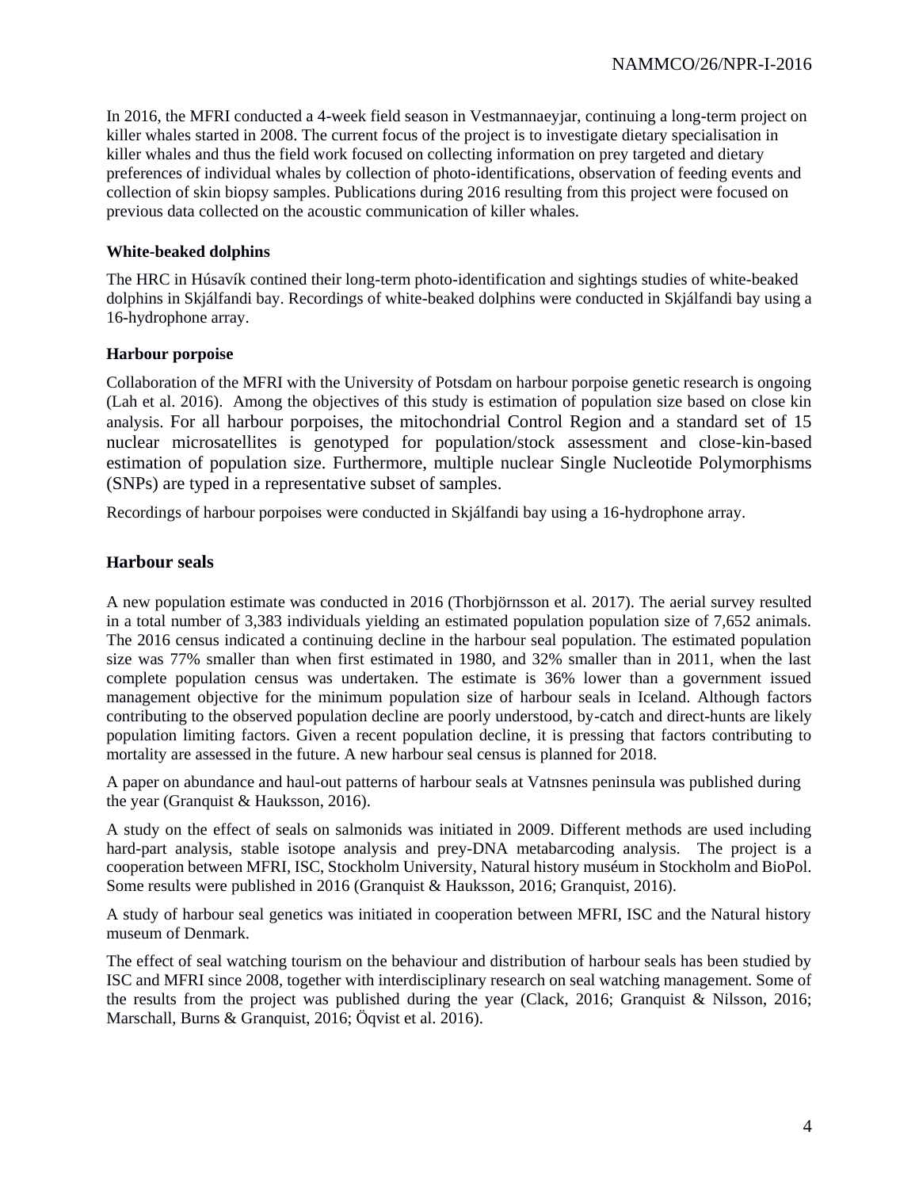In 2016, the MFRI conducted a 4-week field season in Vestmannaeyjar, continuing a long-term project on killer whales started in 2008. The current focus of the project is to investigate dietary specialisation in killer whales and thus the field work focused on collecting information on prey targeted and dietary preferences of individual whales by collection of photo-identifications, observation of feeding events and collection of skin biopsy samples. Publications during 2016 resulting from this project were focused on previous data collected on the acoustic communication of killer whales.

### White-beaked dolphins

The HRC in Húsavík contined their long-term photo-identification and sightings studies of white-beaked dolphins in Skjálfandi bay. Recordings of white-beaked dolphins were conducted in Skjálfandi bay using a 16-hydrophone array.

### Harbour porpoise

Collaboration of the MFRI with the University of Potsdam on harbour porpoise genetic research is ongoing (Lah et al. 2016). Among the objectives of this study is estimation of population size based on close kin analysis. For all harbour porpoises, the mitochondrial Control Region and a standard set of 15 nuclear microsatellites is genotyped for population/stock assessment and close-kin-based estimation of population size. Furthermore, multiple nuclear Single Nucleotide Polymorphisms (SNPs) are typed in a representative subset of samples.

Recordings of harbour porpoises were conducted in Skjálfandi bay using a 16-hydrophone array.

## Harbour seals

A new population estimate was conducted in 2016 (Thorbjörnsson et al. 2017). The aerial survey resulted in a total number of 3,383 individuals yielding an estimated population population size of 7,652 animals. The 2016 census indicated a continuing decline in the harbour seal population. The estimated population size was 77% smaller than when first estimated in 1980, and 32% smaller than in 2011, when the last complete population census was undertaken. The estimate is 36% lower than a government issued management objective for the minimum population size of harbour seals in Iceland. Although factors contributing to the observed population decline are poorly understood, by-catch and direct-hunts are likely population limiting factors. Given a recent population decline, it is pressing that factors contributing to mortality are assessed in the future. A new harbour seal census is planned for 2018.

A paper on abundance and haul-out patterns of harbour seals at Vatnsnes peninsula was published during the year (Granquist & Hauksson, 2016).

A study on the effect of seals on salmonids was initiated in 2009. Different methods are used including hard-part analysis, stable isotope analysis and prey-DNA metabarcoding analysis. The project is a cooperation between MFRI, ISC, Stockholm University, Natural history muséum in Stockholm and BioPol. Some results were published in 2016 (Granquist & Hauksson, 2016; Granquist, 2016).

A study of harbour seal genetics was initiated in cooperation between MFRI, ISC and the Natural history museum of Denmark.

The effect of seal watching tourism on the behaviour and distribution of harbour seals has been studied by ISC and MFRI since 2008, together with interdisciplinary research on seal watching management. Some of the results from the project was published during the year (Clack, 2016; Granquist & Nilsson, 2016; Marschall, Burns & Granquist, 2016; Öqvist et al. 2016).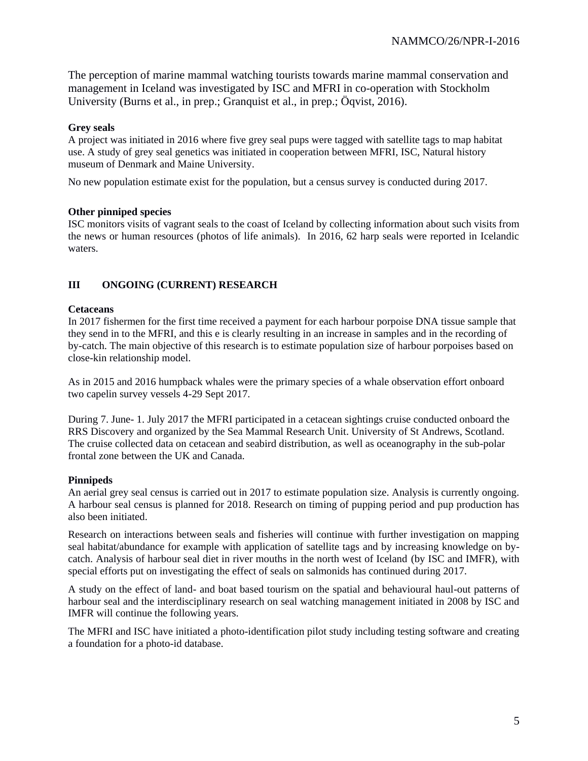The perception of marine mammal watching tourists towards marine mammal conservation and management in Iceland was investigated by ISC and MFRI in co-operation with Stockholm University (Burns et al., in prep.; Granquist et al., in prep.; Öqvist, 2016).

**Grey seals**

A project was initiated in 2016 where five grey seal pups were tagged with satellite tags to map habitat use. A study of grey seal genetics was initiated in cooperation between MFRI, ISC, Natural history museum of Denmark and Maine University.

No new population estimate exist for the population, but a census survey is conducted during 2017.

**Other pinniped species**

ISC monitors visits of vagrant seals to the coast of Iceland by collecting information about such visits from the news or human resources (photos of life animals). In 2016, 62 harp seals were reported in Icelandic waters.

## III ONGOING (CURRENT) RESEARCH

**Cetaceans**

In 2017 fishermen for the first time received a payment for each harbour porpoise DNA tissue sample that they send in to the MFRI, and this e is clearly resulting in an increase in samples and in the recording of by-catch. The main objective of this research is to estimate population size of harbour porpoises based on close-kin relationship model.

As in 2015 and 2016 humpback whales were the primary species of a whale observation effort onboard two capelin survey vessels 4-29 Sept 2017.

During 7. June- 1. July 2017 the MFRI participated in a cetacean sightings cruise conducted onboard the RRS Discovery and organized by the Sea Mammal Research Unit. University of St Andrews, Scotland. The cruise collected data on cetacean and seabird distribution, as well as oceanography in the sub-polar frontal zone between the UK and Canada.

**Pinnipeds**

An aerial grey seal census is carried out in 2017 to estimate population size. Analysis is currently ongoing. A harbour seal census is planned for 2018. Research on timing of pupping period and pup production has also been initiated.

Research on interactions between seals and fisheries will continue with further investigation on mapping seal habitat/abundance for example with application of satellite tags and by increasing knowledge on by-catch. Analysis of harbour seal diet in river mouths in the north west of Iceland (by ISC and IMFR), with special efforts put on investigating the effect of seals on salmonids has continued during 2017.

A study on the effect of land- and boat based tourism on the spatial and behavioural haul-out patterns of harbour seal and the interdisciplinary research on seal watching management initiated in 2008 by ISC and IMFR will continue the following years.

The MFRI and ISC have initiated a photo-identification pilot study including testing software and creating a foundation for a photo-id database.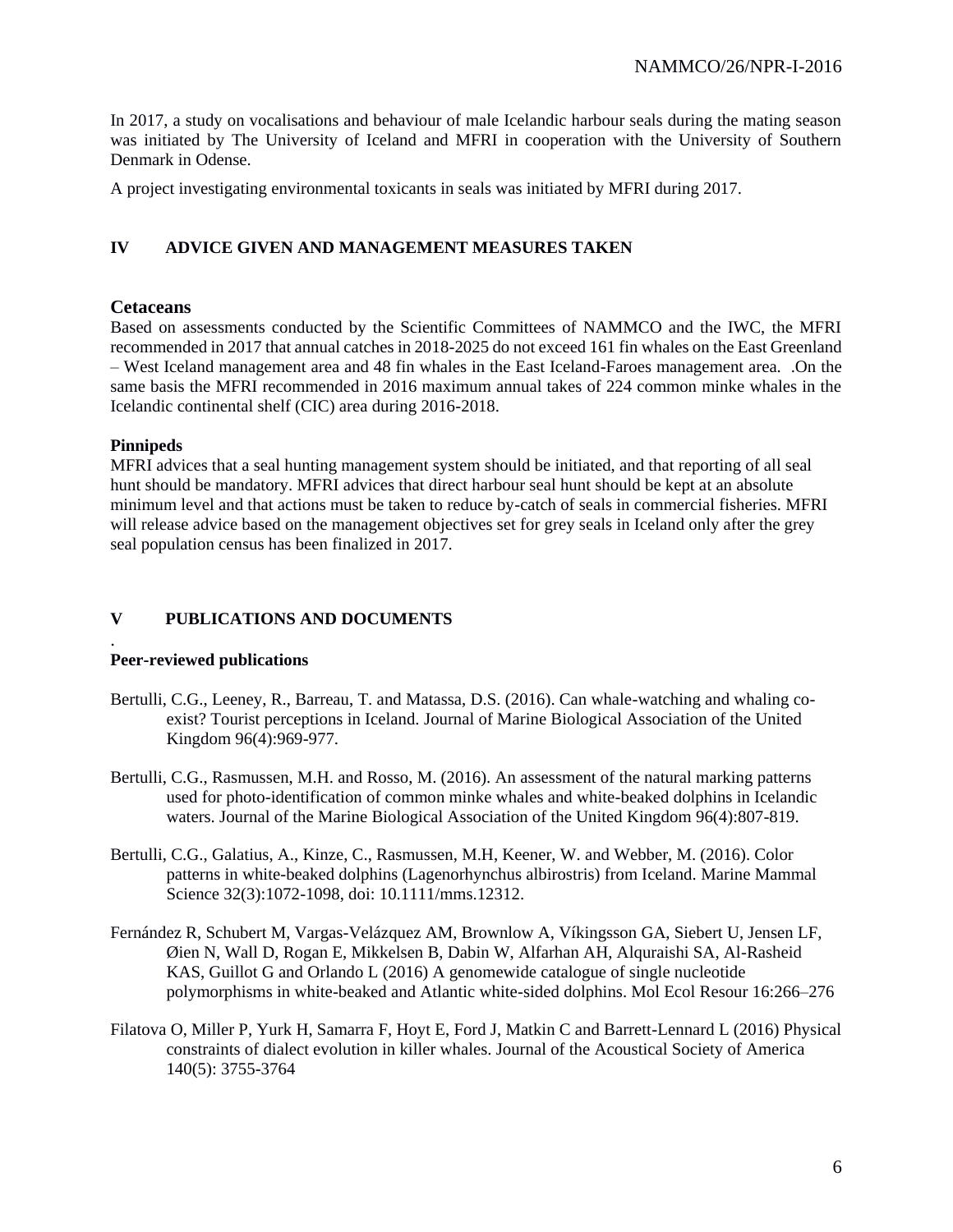In 2017, a study on vocalisations and behaviour of male Icelandic harbour seals during the mating season was initiated by The University of Iceland and MFRI in cooperation with the University of Southern Denmark in Odense.

A project investigating environmental toxicants in seals was initiated by MFRI during 2017.

## IV ADVICE GIVEN AND MANAGEMENT MEASURES TAKEN

### Cetaceans

Based on assessments conducted by the Scientific Committees of NAMMCO and the IWC, the MFRI recommended in 2017 that annual catches in 2018-2025 do not exceed 161 fin whales on the East Greenland – West Iceland management area and 48 fin whales in the East Iceland-Faroes management area. .On the same basis the MFRI recommended in 2016 maximum annual takes of 224 common minke whales in the Icelandic continental shelf (CIC) area during 2016-2018.

**Pinnipeds**

MFRI advices that a seal hunting management system should be initiated, and that reporting of all seal hunt should be mandatory. MFRI advices that direct harbour seal hunt should be kept at an absolute minimum level and that actions must be taken to reduce by-catch of seals in commercial fisheries. MFRI will release advice based on the management objectives set for grey seals in Iceland only after the grey seal population census has been finalized in 2017.

## V PUBLICATIONS AND DOCUMENTS

.

**Peer-reviewed publications**

Bertulli, C.G., Leeney, R., Barreau, T. and Matassa, D.S. (2016). Can whale-watching and whaling co-exist? Tourist perceptions in Iceland. Journal of Marine Biological Association of the United Kingdom 96(4):969-977.

Bertulli, C.G., Rasmussen, M.H. and Rosso, M. (2016). An assessment of the natural marking patterns used for photo-identification of common minke whales and white-beaked dolphins in Icelandic waters. Journal of the Marine Biological Association of the United Kingdom 96(4):807-819.

Bertulli, C.G., Galatius, A., Kinze, C., Rasmussen, M.H, Keener, W. and Webber, M. (2016). Color patterns in white-beaked dolphins (Lagenorhynchus albirostris) from Iceland. Marine Mammal Science 32(3):1072-1098, doi: 10.1111/mms.12312.

Fernández R, Schubert M, Vargas-Velázquez AM, Brownlow A, Víkingsson GA, Siebert U, Jensen LF, Øien N, Wall D, Rogan E, Mikkelsen B, Dabin W, Alfarhan AH, Alquraishi SA, Al-Rasheid KAS, Guillot G and Orlando L (2016) A genomewide catalogue of single nucleotide polymorphisms in white-beaked and Atlantic white-sided dolphins. Mol Ecol Resour 16:266–276

Filatova O, Miller P, Yurk H, Samarra F, Hoyt E, Ford J, Matkin C and Barrett-Lennard L (2016) Physical constraints of dialect evolution in killer whales. Journal of the Acoustical Society of America 140(5): 3755-3764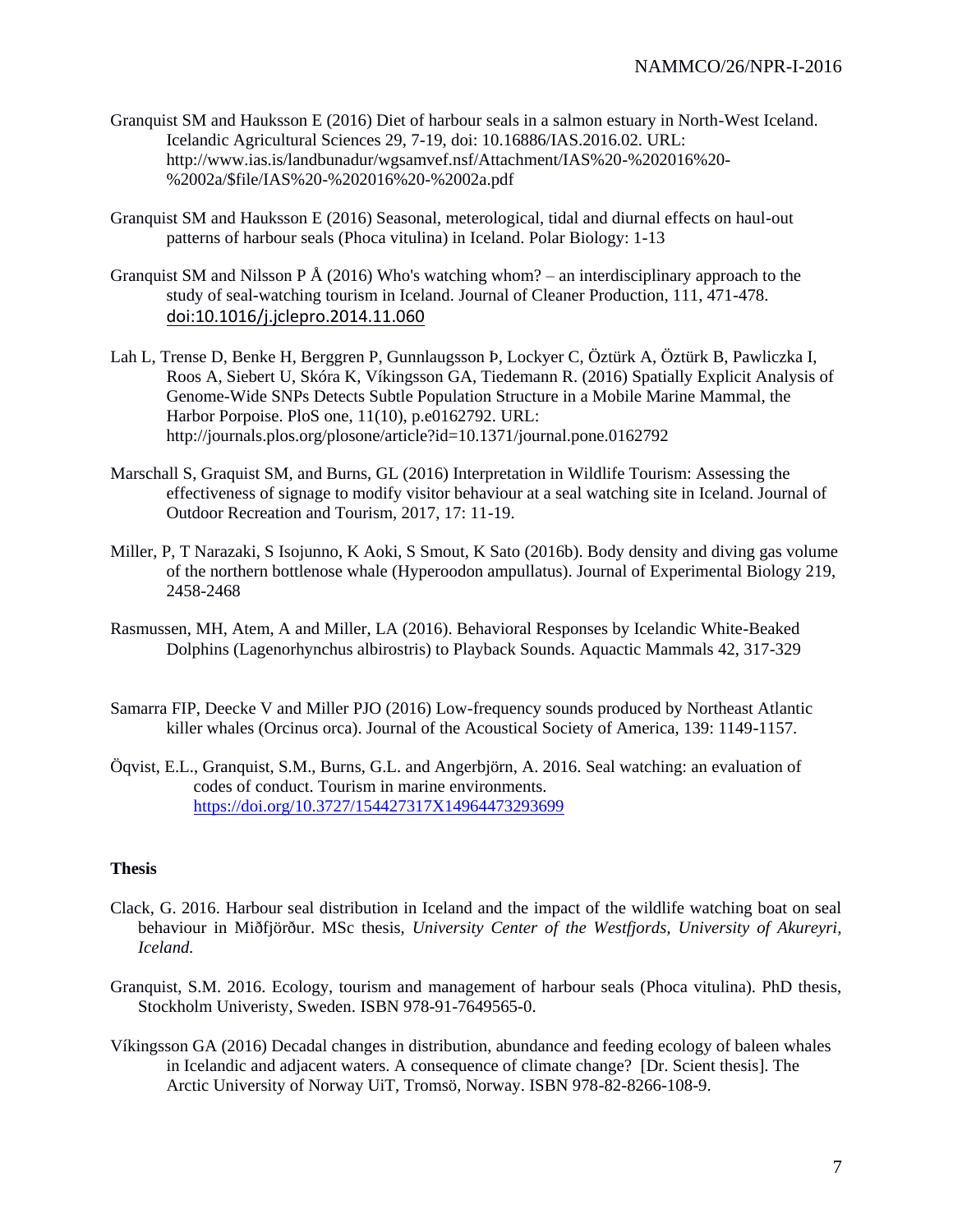Granquist SM and Hauksson E (2016) Diet of harbour seals in a salmon estuary in North-West Iceland. Icelandic Agricultural Sciences 29, 7-19, doi: 10.16886/IAS.2016.02. URL: http://www.ias.is/landbunadur/wgsamvef.nsf/Attachment/IAS%20-%202016%20-%2002a/$file/IAS%20-%202016%20-%2002a.pdf

Granquist SM and Hauksson E (2016) Seasonal, meterological, tidal and diurnal effects on haul-out patterns of harbour seals (Phoca vitulina) in Iceland. Polar Biology: 1-13

Granquist SM and Nilsson P Å (2016) Who's watching whom? – an interdisciplinary approach to the study of seal-watching tourism in Iceland. Journal of Cleaner Production, 111, 471-478. doi:10.1016/j.jclepro.2014.11.060

Lah L, Trense D, Benke H, Berggren P, Gunnlaugsson Þ, Lockyer C, Öztürk A, Öztürk B, Pawliczka I, Roos A, Siebert U, Skóra K, Víkingsson GA, Tiedemann R. (2016) Spatially Explicit Analysis of Genome-Wide SNPs Detects Subtle Population Structure in a Mobile Marine Mammal, the Harbor Porpoise. PloS one, 11(10), p.e0162792. URL: http://journals.plos.org/plosone/article?id=10.1371/journal.pone.0162792

Marschall S, Graquist SM, and Burns, GL (2016) Interpretation in Wildlife Tourism: Assessing the effectiveness of signage to modify visitor behaviour at a seal watching site in Iceland. Journal of Outdoor Recreation and Tourism, 2017, 17: 11-19.

Miller, P, T Narazaki, S Isojunno, K Aoki, S Smout, K Sato (2016b). Body density and diving gas volume of the northern bottlenose whale (Hyperoodon ampullatus). Journal of Experimental Biology 219, 2458-2468

Rasmussen, MH, Atem, A and Miller, LA (2016). Behavioral Responses by Icelandic White-Beaked Dolphins (Lagenorhynchus albirostris) to Playback Sounds. Aquactic Mammals 42, 317-329

Samarra FIP, Deecke V and Miller PJO (2016) Low-frequency sounds produced by Northeast Atlantic killer whales (Orcinus orca). Journal of the Acoustical Society of America, 139: 1149-1157.

Öqvist, E.L., Granquist, S.M., Burns, G.L. and Angerbjörn, A. 2016. Seal watching: an evaluation of codes of conduct. Tourism in marine environments. https://doi.org/10.3727/154427317X14964473293699

**Thesis**

Clack, G. 2016. Harbour seal distribution in Iceland and the impact of the wildlife watching boat on seal behaviour in Miðfjörður. MSc thesis, *University Center of the Westfjords, University of Akureyri, Iceland.*

Granquist, S.M. 2016. Ecology, tourism and management of harbour seals (Phoca vitulina). PhD thesis, Stockholm Univeristy, Sweden. ISBN 978-91-7649565-0.

Víkingsson GA (2016) Decadal changes in distribution, abundance and feeding ecology of baleen whales in Icelandic and adjacent waters. A consequence of climate change? [Dr. Scient thesis]. The Arctic University of Norway UiT, Tromsö, Norway. ISBN 978-82-8266-108-9.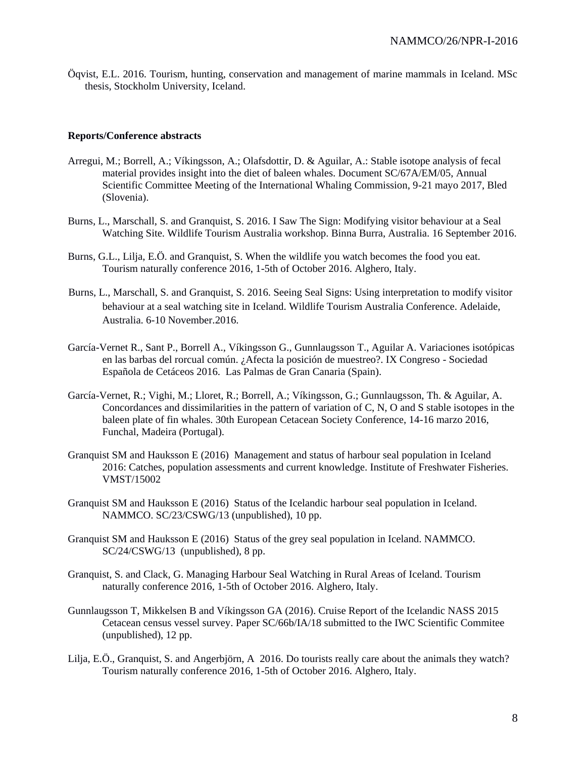Öqvist, E.L. 2016. Tourism, hunting, conservation and management of marine mammals in Iceland. MSc thesis, Stockholm University, Iceland.

**Reports/Conference abstracts**

Arregui, M.; Borrell, A.; Víkingsson, A.; Olafsdottir, D. & Aguilar, A.: Stable isotope analysis of fecal material provides insight into the diet of baleen whales. Document SC/67A/EM/05, Annual Scientific Committee Meeting of the International Whaling Commission, 9-21 mayo 2017, Bled (Slovenia).

Burns, L., Marschall, S. and Granquist, S. 2016. I Saw The Sign: Modifying visitor behaviour at a Seal Watching Site. Wildlife Tourism Australia workshop. Binna Burra, Australia. 16 September 2016.

Burns, G.L., Lilja, E.Ö. and Granquist, S. When the wildlife you watch becomes the food you eat. Tourism naturally conference 2016, 1-5th of October 2016. Alghero, Italy.

Burns, L., Marschall, S. and Granquist, S. 2016. Seeing Seal Signs: Using interpretation to modify visitor behaviour at a seal watching site in Iceland. Wildlife Tourism Australia Conference. Adelaide, Australia. 6-10 November.2016.

García-Vernet R., Sant P., Borrell A., Víkingsson G., Gunnlaugsson T., Aguilar A. Variaciones isotópicas en las barbas del rorcual común. ¿Afecta la posición de muestreo?. IX Congreso - Sociedad Española de Cetáceos 2016. Las Palmas de Gran Canaria (Spain).

García-Vernet, R.; Vighi, M.; Lloret, R.; Borrell, A.; Víkingsson, G.; Gunnlaugsson, Th. & Aguilar, A. Concordances and dissimilarities in the pattern of variation of C, N, O and S stable isotopes in the baleen plate of fin whales. 30th European Cetacean Society Conference, 14-16 marzo 2016, Funchal, Madeira (Portugal).

Granquist SM and Hauksson E (2016) Management and status of harbour seal population in Iceland 2016: Catches, population assessments and current knowledge. Institute of Freshwater Fisheries. VMST/15002

Granquist SM and Hauksson E (2016) Status of the Icelandic harbour seal population in Iceland. NAMMCO. SC/23/CSWG/13 (unpublished), 10 pp.

Granquist SM and Hauksson E (2016) Status of the grey seal population in Iceland. NAMMCO. SC/24/CSWG/13 (unpublished), 8 pp.

Granquist, S. and Clack, G. Managing Harbour Seal Watching in Rural Areas of Iceland. Tourism naturally conference 2016, 1-5th of October 2016. Alghero, Italy.

Gunnlaugsson T, Mikkelsen B and Víkingsson GA (2016). Cruise Report of the Icelandic NASS 2015 Cetacean census vessel survey. Paper SC/66b/IA/18 submitted to the IWC Scientific Commitee (unpublished), 12 pp.

Lilja, E.Ö., Granquist, S. and Angerbjörn, A 2016. Do tourists really care about the animals they watch? Tourism naturally conference 2016, 1-5th of October 2016. Alghero, Italy.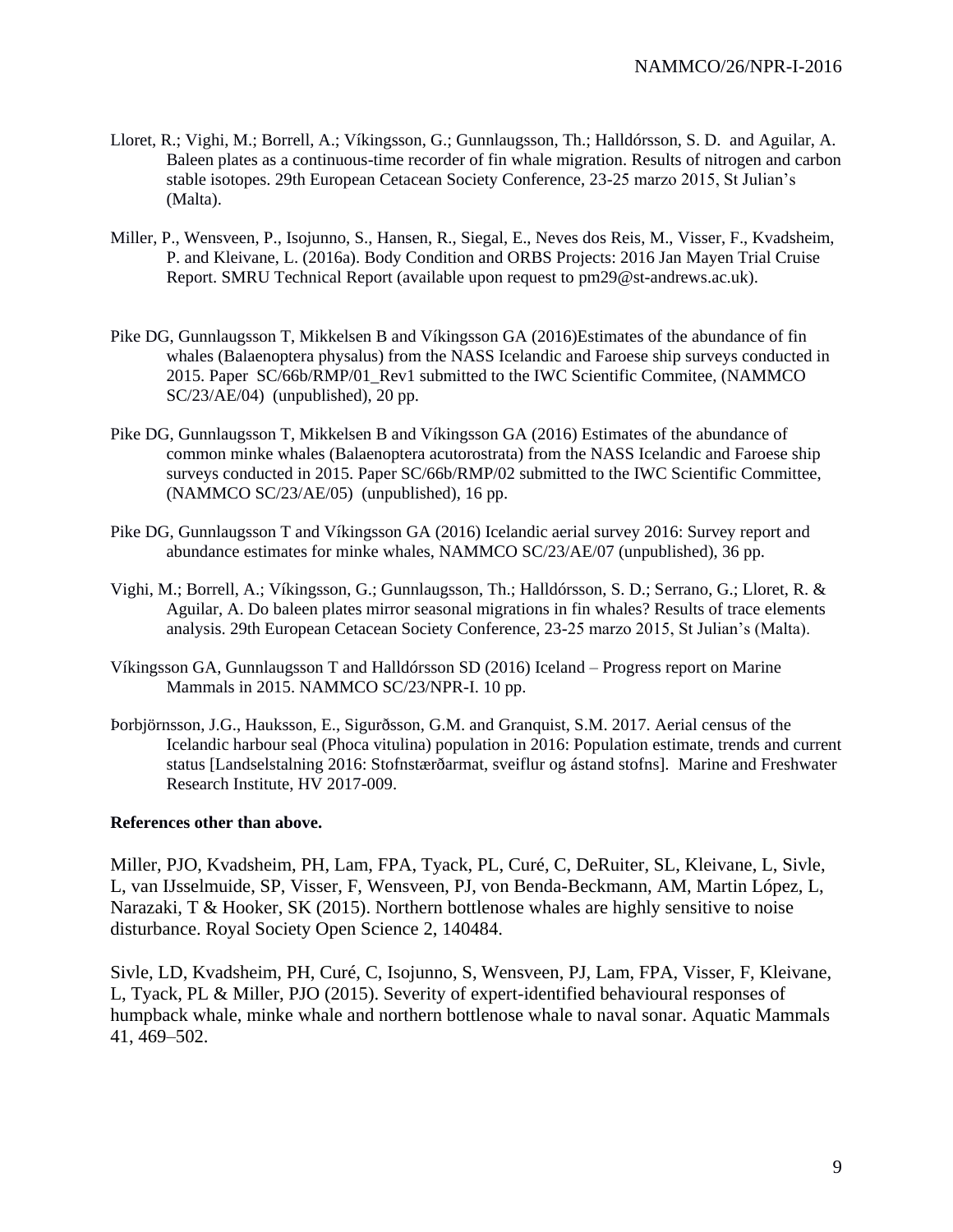Lloret, R.; Vighi, M.; Borrell, A.; Víkingsson, G.; Gunnlaugsson, Th.; Halldórsson, S. D. and Aguilar, A. Baleen plates as a continuous-time recorder of fin whale migration. Results of nitrogen and carbon stable isotopes. 29th European Cetacean Society Conference, 23-25 marzo 2015, St Julian's (Malta).

Miller, P., Wensveen, P., Isojunno, S., Hansen, R., Siegal, E., Neves dos Reis, M., Visser, F., Kvadsheim, P. and Kleivane, L. (2016a). Body Condition and ORBS Projects: 2016 Jan Mayen Trial Cruise Report. SMRU Technical Report (available upon request to pm29@st-andrews.ac.uk).

Pike DG, Gunnlaugsson T, Mikkelsen B and Víkingsson GA (2016)Estimates of the abundance of fin whales (Balaenoptera physalus) from the NASS Icelandic and Faroese ship surveys conducted in 2015. Paper SC/66b/RMP/01_Rev1 submitted to the IWC Scientific Commitee, (NAMMCO SC/23/AE/04) (unpublished), 20 pp.

Pike DG, Gunnlaugsson T, Mikkelsen B and Víkingsson GA (2016) Estimates of the abundance of common minke whales (Balaenoptera acutorostrata) from the NASS Icelandic and Faroese ship surveys conducted in 2015. Paper SC/66b/RMP/02 submitted to the IWC Scientific Committee, (NAMMCO SC/23/AE/05) (unpublished), 16 pp.

Pike DG, Gunnlaugsson T and Víkingsson GA (2016) Icelandic aerial survey 2016: Survey report and abundance estimates for minke whales, NAMMCO SC/23/AE/07 (unpublished), 36 pp.

Vighi, M.; Borrell, A.; Víkingsson, G.; Gunnlaugsson, Th.; Halldórsson, S. D.; Serrano, G.; Lloret, R. & Aguilar, A. Do baleen plates mirror seasonal migrations in fin whales? Results of trace elements analysis. 29th European Cetacean Society Conference, 23-25 marzo 2015, St Julian's (Malta).

Víkingsson GA, Gunnlaugsson T and Halldórsson SD (2016) Iceland – Progress report on Marine Mammals in 2015. NAMMCO SC/23/NPR-I. 10 pp.

Þorbjörnsson, J.G., Hauksson, E., Sigurðsson, G.M. and Granquist, S.M. 2017. Aerial census of the Icelandic harbour seal (Phoca vitulina) population in 2016: Population estimate, trends and current status [Landselstalning 2016: Stofnstærðarmat, sveiflur og ástand stofns]. Marine and Freshwater Research Institute, HV 2017-009.

**References other than above.**

Miller, PJO, Kvadsheim, PH, Lam, FPA, Tyack, PL, Curé, C, DeRuiter, SL, Kleivane, L, Sivle, L, van IJsselmuide, SP, Visser, F, Wensveen, PJ, von Benda-Beckmann, AM, Martin López, L, Narazaki, T & Hooker, SK (2015). Northern bottlenose whales are highly sensitive to noise disturbance. Royal Society Open Science 2, 140484.

Sivle, LD, Kvadsheim, PH, Curé, C, Isojunno, S, Wensveen, PJ, Lam, FPA, Visser, F, Kleivane, L, Tyack, PL & Miller, PJO (2015). Severity of expert-identified behavioural responses of humpback whale, minke whale and northern bottlenose whale to naval sonar. Aquatic Mammals 41, 469–502.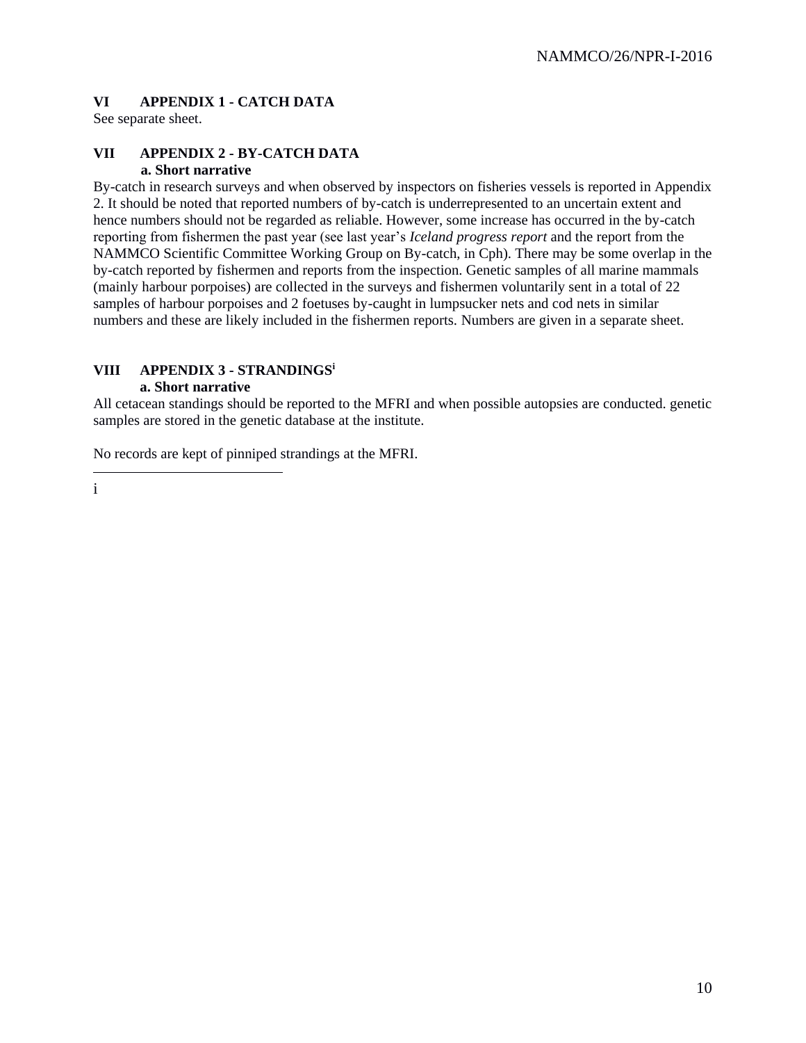## VI APPENDIX 1 - CATCH DATA

See separate sheet.

## VII APPENDIX 2 - BY-CATCH DATA

### a. Short narrative

By-catch in research surveys and when observed by inspectors on fisheries vessels is reported in Appendix 2. It should be noted that reported numbers of by-catch is underrepresented to an uncertain extent and hence numbers should not be regarded as reliable. However, some increase has occurred in the by-catch reporting from fishermen the past year (see last year's *Iceland progress report* and the report from the NAMMCO Scientific Committee Working Group on By-catch, in Cph). There may be some overlap in the by-catch reported by fishermen and reports from the inspection. Genetic samples of all marine mammals (mainly harbour porpoises) are collected in the surveys and fishermen voluntarily sent in a total of 22 samples of harbour porpoises and 2 foetuses by-caught in lumpsucker nets and cod nets in similar numbers and these are likely included in the fishermen reports. Numbers are given in a separate sheet.

## VIII APPENDIX 3 - STRANDINGS[i]

### a. Short narrative

All cetacean standings should be reported to the MFRI and when possible autopsies are conducted. genetic samples are stored in the genetic database at the institute.

No records are kept of pinniped strandings at the MFRI.

---

i